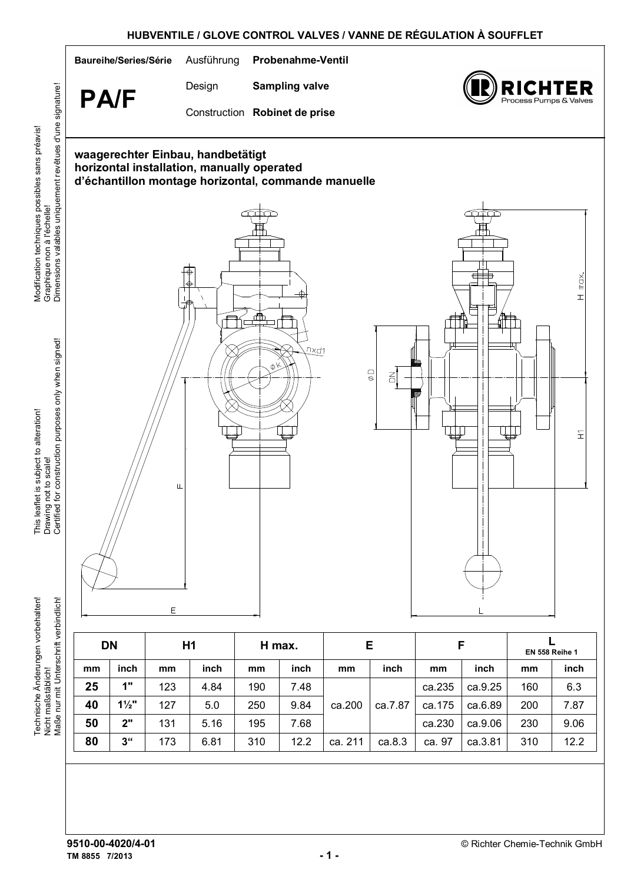# HUBVENTILE / GLOVE CONTROL VALVES / VANNE DE RÉGULATION À SOUFFLET

**Baureihe/Series/Série** Ausführung **Probenahme-Ventil**

**PA/F** Design **Sampling valve**

Construction **Robinet de prise**

Technische Änderungen vorbehalten!
Nicht maßstäblich!
Maße nur mit Unterschrift verbindlich!

This leaflet is subject to alteration!
Drawing not to scale!
Certified for construction purposes only when signed!

Modification techniques possibles sans préavis!
Graphique non à l'échelle!
Dimensions valables uniquement revêtues d'une signature!

**waagerechter Einbau, handbetätigt**
**horizontal installation, manually operated**
**d'échantillon montage horizontal, commande manuelle**

| DN | | H1 | | H max. | | E | | F | | L EN 558 Reihe 1 | |
|---|---|---|---|---|---|---|---|---|---|---|---|
| mm | inch | mm | inch | mm | inch | mm | inch | mm | inch | mm | inch |
| **25** | **1"** | 123 | 4.84 | 190 | 7.48 | ca.200 | ca.7.87 | ca.235 | ca.9.25 | 160 | 6.3 |
| **40** | **1½"** | 127 | 5.0 | 250 | 9.84 | ca.200 | ca.7.87 | ca.175 | ca.6.89 | 200 | 7.87 |
| **50** | **2"** | 131 | 5.16 | 195 | 7.68 | ca.200 | ca.7.87 | ca.230 | ca.9.06 | 230 | 9.06 |
| **80** | **3"** | 173 | 6.81 | 310 | 12.2 | ca. 211 | ca.8.3 | ca. 97 | ca.3.81 | 310 | 12.2 |

**9510-00-4020/4-01**
**TM 8855 7/2013**

© Richter Chemie-Technik GmbH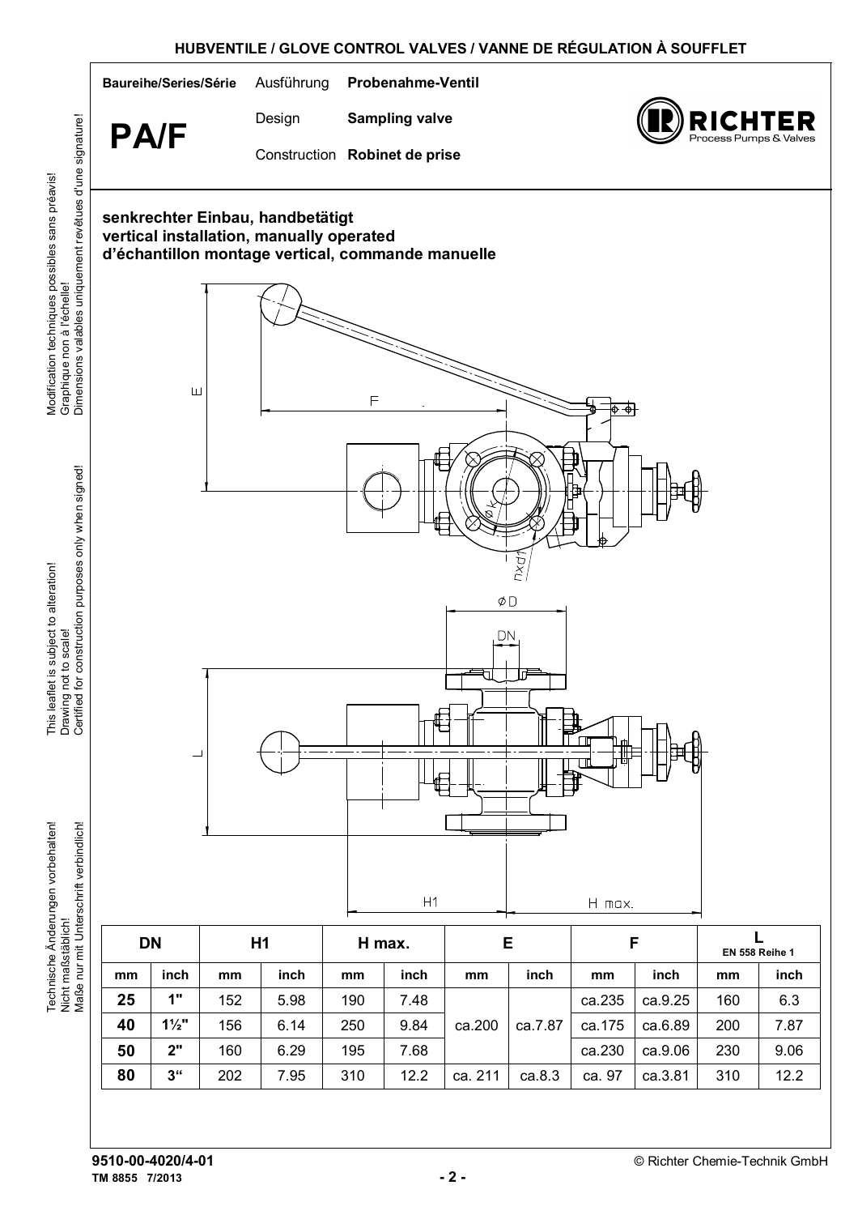HUBVENTILE / GLOVE CONTROL VALVES / VANNE DE RÉGULATION À SOUFFLET

**Baureihe/Series/Série**

# PA/F

Ausführung **Probenahme-Ventil**

Design **Sampling valve**

Construction **Robinet de prise**

Technische Änderungen vorbehalten!
Nicht maßstäblich!
Maße nur mit Unterschrift verbindlich!

This leaflet is subject to alteration!
Drawing not to scale!
Certified for construction purposes only when signed!

Modification techniques possibles sans préavis!
Graphique non à l'échelle!
Dimensions valables uniquement revêtues d'une signature!

**senkrechter Einbau, handbetätigt**
**vertical installation, manually operated**
**d'échantillon montage vertical, commande manuelle**

| DN | | H1 | | H max. | | E | | F | | L EN 558 Reihe 1 | |
|---|---|---|---|---|---|---|---|---|---|---|---|
| mm | inch | mm | inch | mm | inch | mm | inch | mm | inch | mm | inch |
| 25 | 1" | 152 | 5.98 | 190 | 7.48 | ca.200 | ca.7.87 | ca.235 | ca.9.25 | 160 | 6.3 |
| 40 | 1½" | 156 | 6.14 | 250 | 9.84 | | | ca.175 | ca.6.89 | 200 | 7.87 |
| 50 | 2" | 160 | 6.29 | 195 | 7.68 | | | ca.230 | ca.9.06 | 230 | 9.06 |
| 80 | 3" | 202 | 7.95 | 310 | 12.2 | ca. 211 | ca.8.3 | ca. 97 | ca.3.81 | 310 | 12.2 |

9510-00-4020/4-01
TM 8855 7/2013

© Richter Chemie-Technik GmbH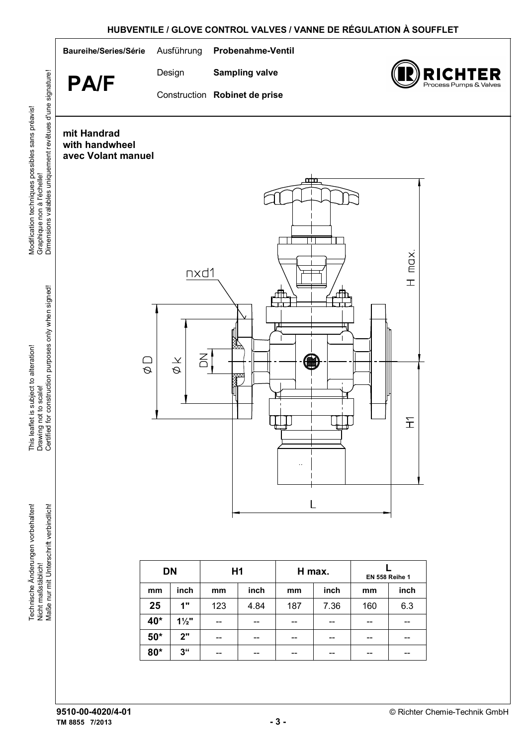Baureihe/Series/Série

# PA/F

Ausführung **Probenahme-Ventil**

Design **Sampling valve**

Construction **Robinet de prise**

**mit Handrad**
**with handwheel**
**avec Volant manuel**

| DN | | H1 | | H max. | | L EN 558 Reihe 1 | |
|---|---|---|---|---|---|---|---|
| mm | inch | mm | inch | mm | inch | mm | inch |
| **25** | **1"** | 123 | 4.84 | 187 | 7.36 | 160 | 6.3 |
| **40*** | **1½"** | -- | -- | -- | -- | -- | -- |
| **50*** | **2"** | -- | -- | -- | -- | -- | -- |
| **80*** | **3“** | -- | -- | -- | -- | -- | -- |

Technische Änderungen vorbehalten!
Nicht maßstäblich!
Maße nur mit Unterschrift verbindlich!

This leaflet is subject to alteration!
Drawing not to scale!
Certified for construction purposes only when signed!

Modification techniques possibles sans préavis!
Graphique non à l'échelle!
Dimensions valables uniquement revêtues d'une signature!

**9510-00-4020/4-01**
**TM 8855 7/2013**

© Richter Chemie-Technik GmbH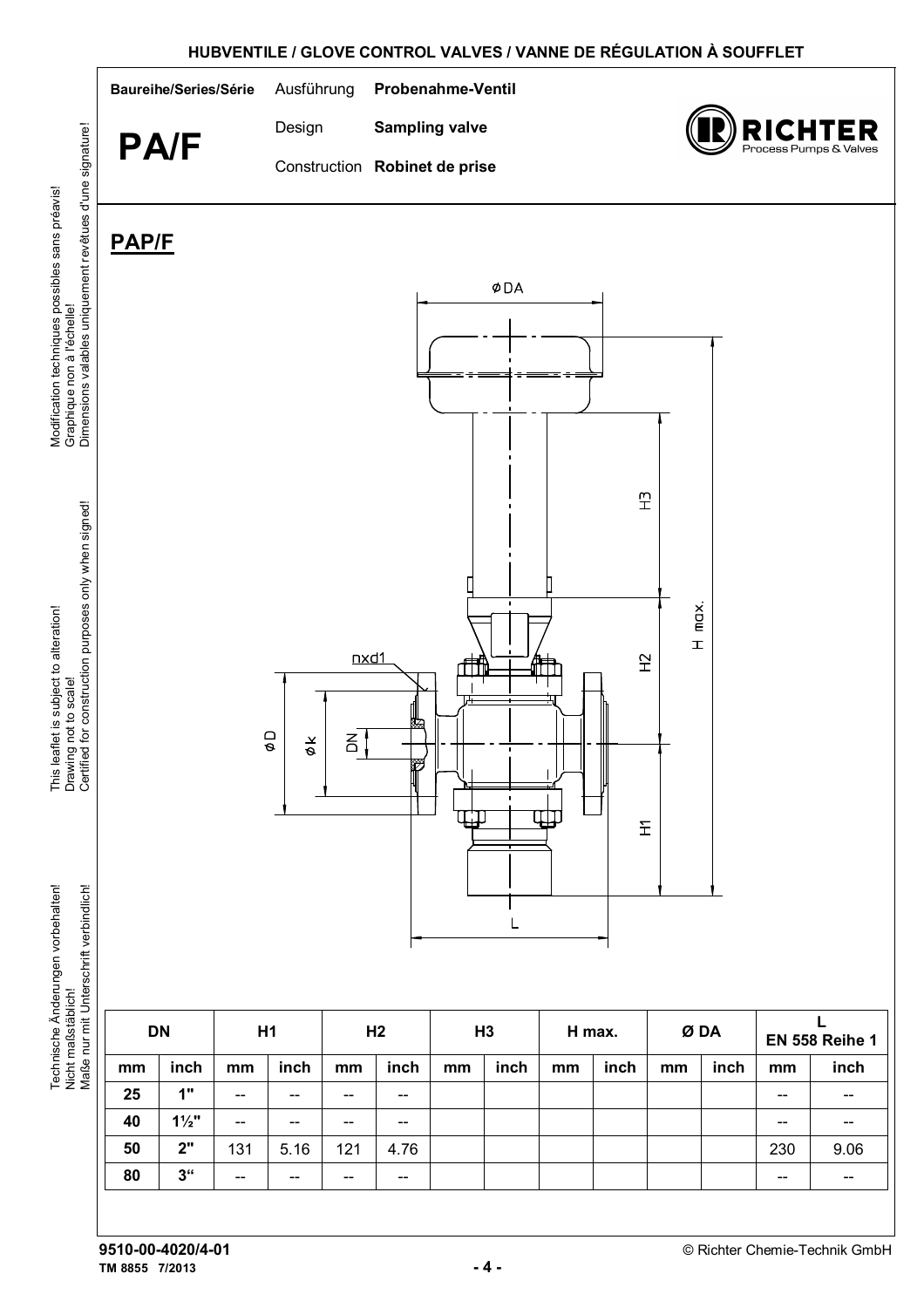**Baureihe/Series/Série**

# PA/F

Ausführung **Probenahme-Ventil**

Design **Sampling valve**

Construction **Robinet de prise**

## PAP/F

| DN | | H1 | | H2 | | H3 | | H max. | | Ø DA | | L EN 558 Reihe 1 | |
|---|---|---|---|---|---|---|---|---|---|---|---|---|---|
| mm | inch | mm | inch | mm | inch | mm | inch | mm | inch | mm | inch | mm | inch |
| 25 | 1" | -- | -- | -- | -- | | | | | | | -- | -- |
| 40 | 1½" | -- | -- | -- | -- | | | | | | | -- | -- |
| 50 | 2" | 131 | 5.16 | 121 | 4.76 | | | | | | | 230 | 9.06 |
| 80 | 3" | -- | -- | -- | -- | | | | | | | -- | -- |

Technische Änderungen vorbehalten!
Nicht maßstäblich!
Maße nur mit Unterschrift verbindlich!

This leaflet is subject to alteration!
Drawing not to scale!
Certified for construction purposes only when signed!

Modification techniques possibles sans préavis!
Graphique non à l'échelle!
Dimensions valables uniquement revêtues d'une signature!

9510-00-4020/4-01
TM 8855 7/2013

© Richter Chemie-Technik GmbH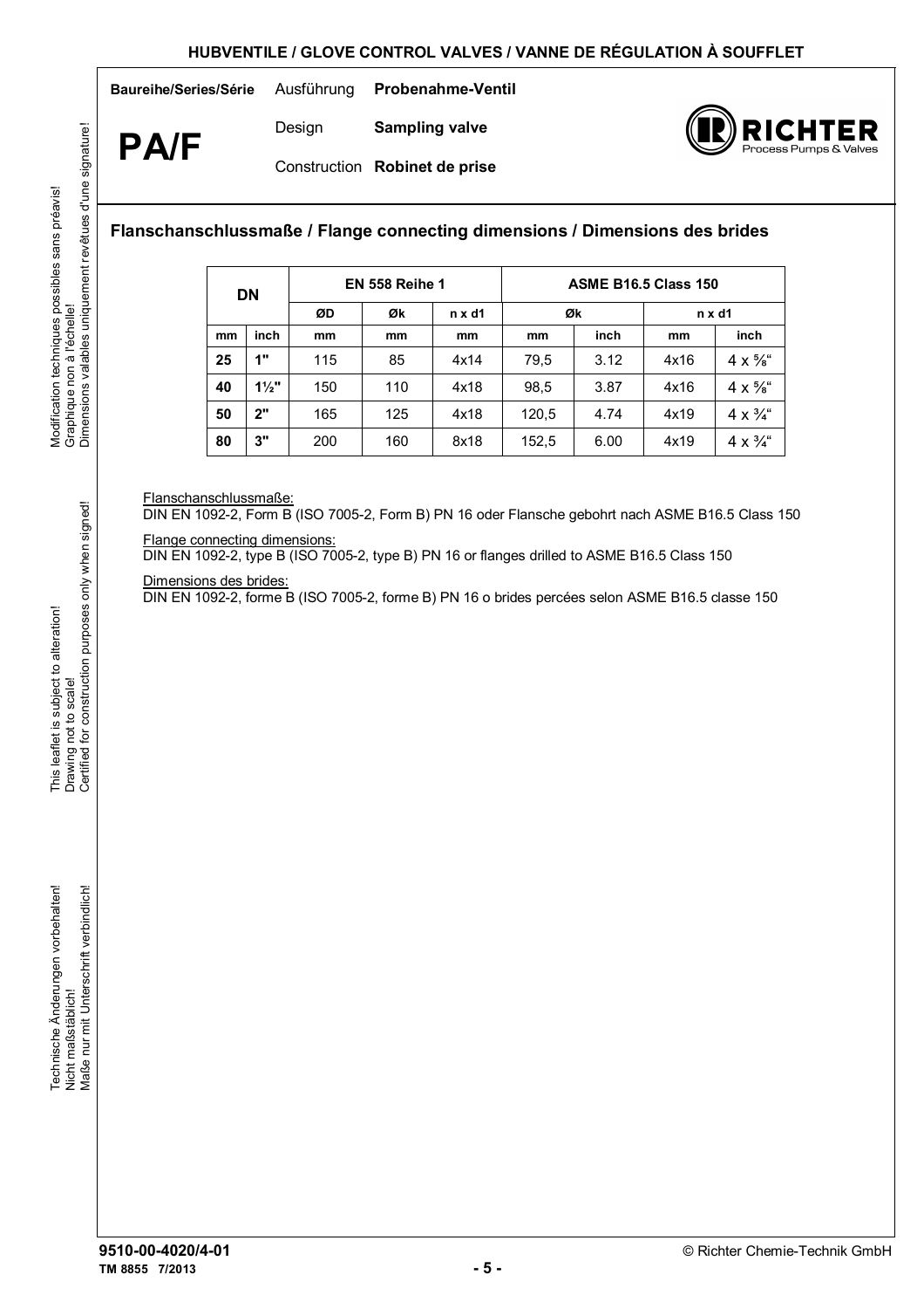| Baureihe/Series/Série | Ausführung | Probenahme-Ventil |
|---|---|---|
| **PA/F** | Design | **Sampling valve** |
| | Construction | **Robinet de prise** |

## Flanschanschlussmaße / Flange connecting dimensions / Dimensions des brides

| DN | | EN 558 Reihe 1 | | | ASME B16.5 Class 150 | | | |
|---|---|---|---|---|---|---|---|---|
| | | ØD | Øk | n x d1 | Øk | | n x d1 | |
| mm | inch | mm | mm | mm | mm | inch | mm | inch |
| **25** | **1"** | 115 | 85 | 4x14 | 79,5 | 3.12 | 4x16 | 4 x ⅝" |
| **40** | **1½"** | 150 | 110 | 4x18 | 98,5 | 3.87 | 4x16 | 4 x ⅝" |
| **50** | **2"** | 165 | 125 | 4x18 | 120,5 | 4.74 | 4x19 | 4 x ¾" |
| **80** | **3"** | 200 | 160 | 8x18 | 152,5 | 6.00 | 4x19 | 4 x ¾" |

Flanschanschlussmaße:
DIN EN 1092-2, Form B (ISO 7005-2, Form B) PN 16 oder Flansche gebohrt nach ASME B16.5 Class 150

Flange connecting dimensions:
DIN EN 1092-2, type B (ISO 7005-2, type B) PN 16 or flanges drilled to ASME B16.5 Class 150

Dimensions des brides:
DIN EN 1092-2, forme B (ISO 7005-2, forme B) PN 16 o brides percées selon ASME B16.5 classe 150